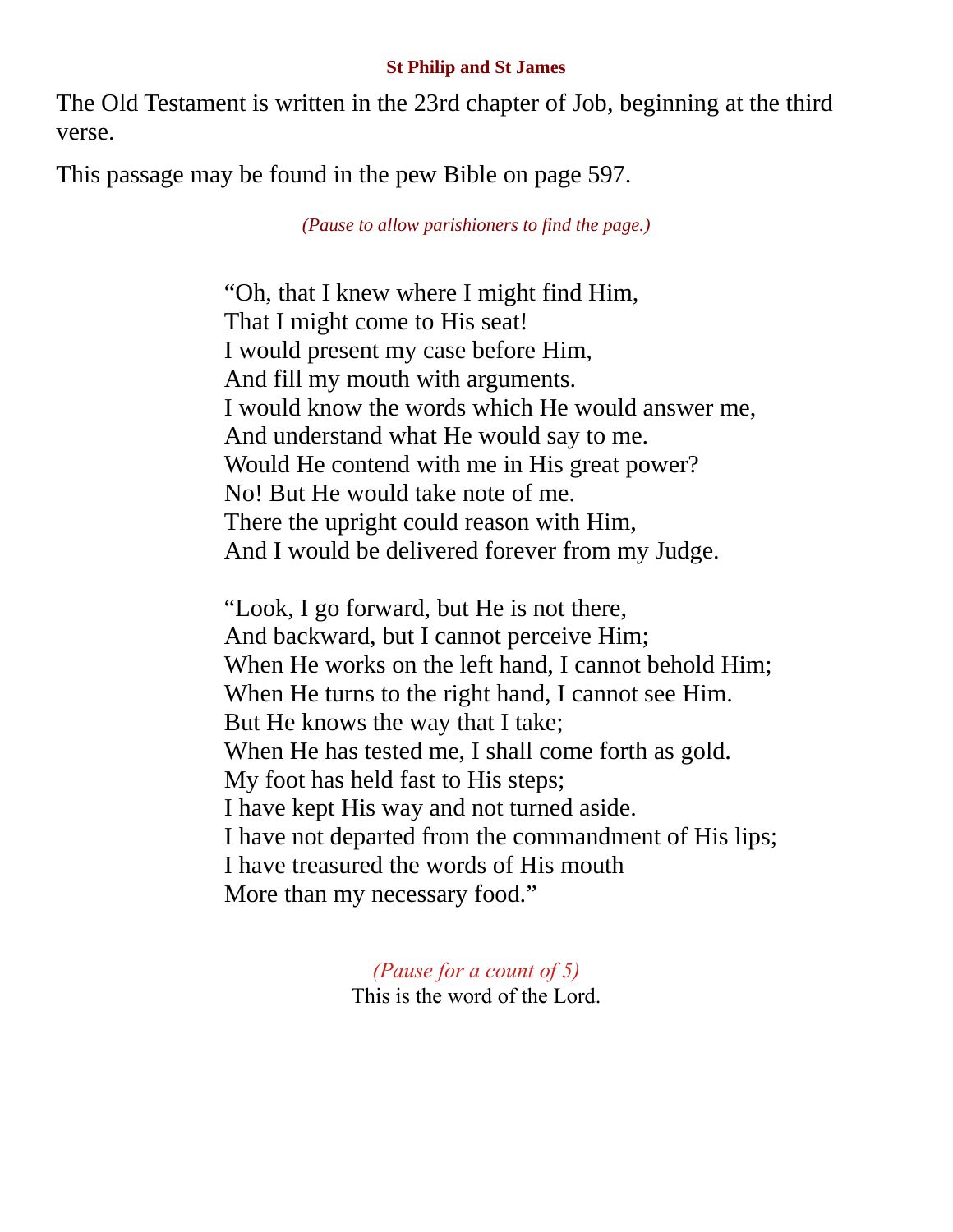**St Philip and St James**

The Old Testament is written in the 23rd chapter of Job, beginning at the third verse.

This passage may be found in the pew Bible on page 597.

*(Pause to allow parishioners to find the page.)*

"Oh, that I knew where I might find Him,
That I might come to His seat!
I would present my case before Him,
And fill my mouth with arguments.
I would know the words which He would answer me,
And understand what He would say to me.
Would He contend with me in His great power?
No! But He would take note of me.
There the upright could reason with Him,
And I would be delivered forever from my Judge.

"Look, I go forward, but He is not there,
And backward, but I cannot perceive Him;
When He works on the left hand, I cannot behold Him;
When He turns to the right hand, I cannot see Him.
But He knows the way that I take;
When He has tested me, I shall come forth as gold.
My foot has held fast to His steps;
I have kept His way and not turned aside.
I have not departed from the commandment of His lips;
I have treasured the words of His mouth
More than my necessary food."

*(Pause for a count of 5)*

This is the word of the Lord.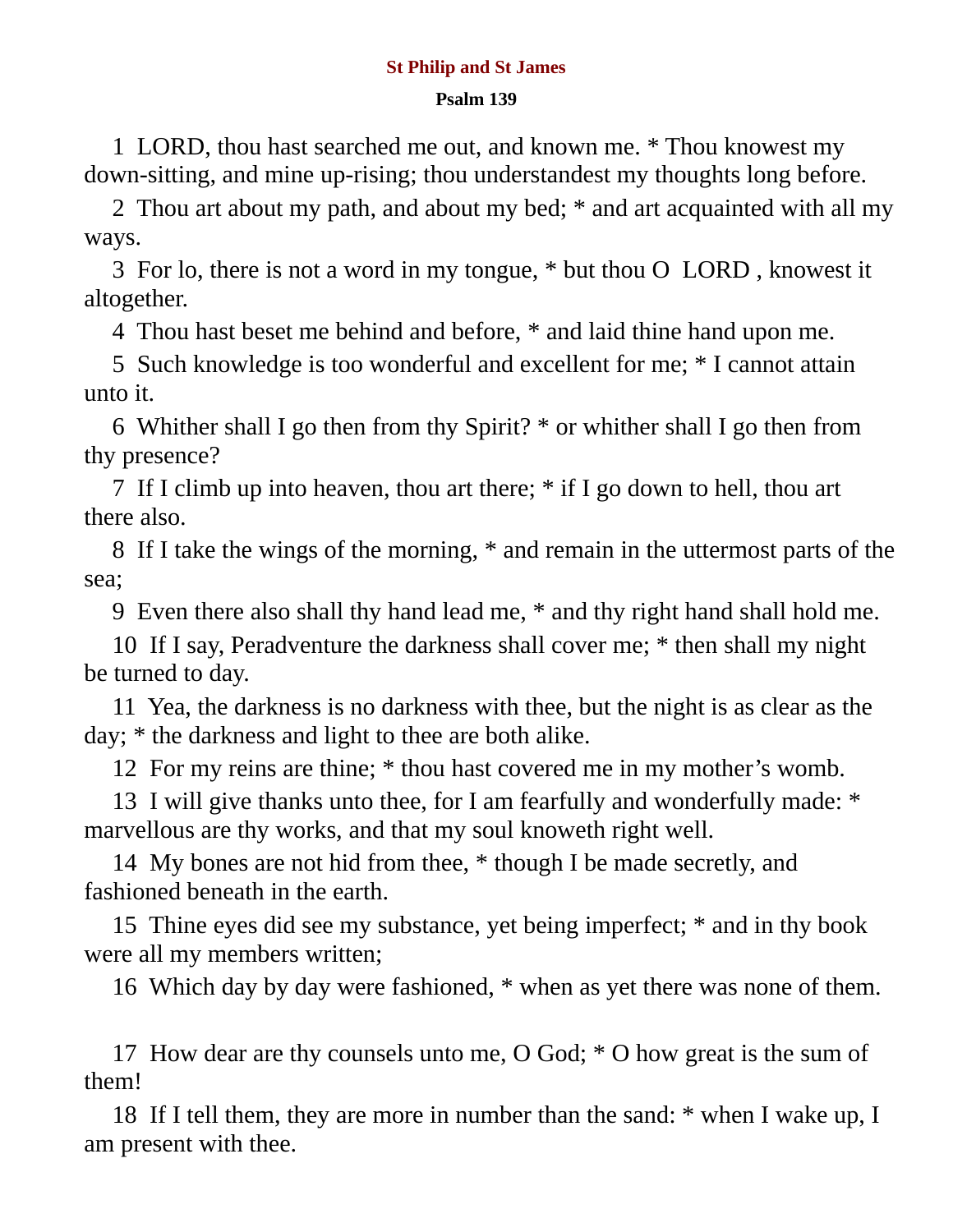## St Philip and St James

### Psalm 139

1 LORD, thou hast searched me out, and known me. * Thou knowest my down-sitting, and mine up-rising; thou understandest my thoughts long before.

2 Thou art about my path, and about my bed; * and art acquainted with all my ways.

3 For lo, there is not a word in my tongue, * but thou O LORD , knowest it altogether.

4 Thou hast beset me behind and before, * and laid thine hand upon me.

5 Such knowledge is too wonderful and excellent for me; * I cannot attain unto it.

6 Whither shall I go then from thy Spirit? * or whither shall I go then from thy presence?

7 If I climb up into heaven, thou art there; * if I go down to hell, thou art there also.

8 If I take the wings of the morning, * and remain in the uttermost parts of the sea;

9 Even there also shall thy hand lead me, * and thy right hand shall hold me.

10 If I say, Peradventure the darkness shall cover me; * then shall my night be turned to day.

11 Yea, the darkness is no darkness with thee, but the night is as clear as the day; * the darkness and light to thee are both alike.

12 For my reins are thine; * thou hast covered me in my mother's womb.

13 I will give thanks unto thee, for I am fearfully and wonderfully made: * marvellous are thy works, and that my soul knoweth right well.

14 My bones are not hid from thee, * though I be made secretly, and fashioned beneath in the earth.

15 Thine eyes did see my substance, yet being imperfect; * and in thy book were all my members written;

16 Which day by day were fashioned, * when as yet there was none of them.

17 How dear are thy counsels unto me, O God; * O how great is the sum of them!

18 If I tell them, they are more in number than the sand: * when I wake up, I am present with thee.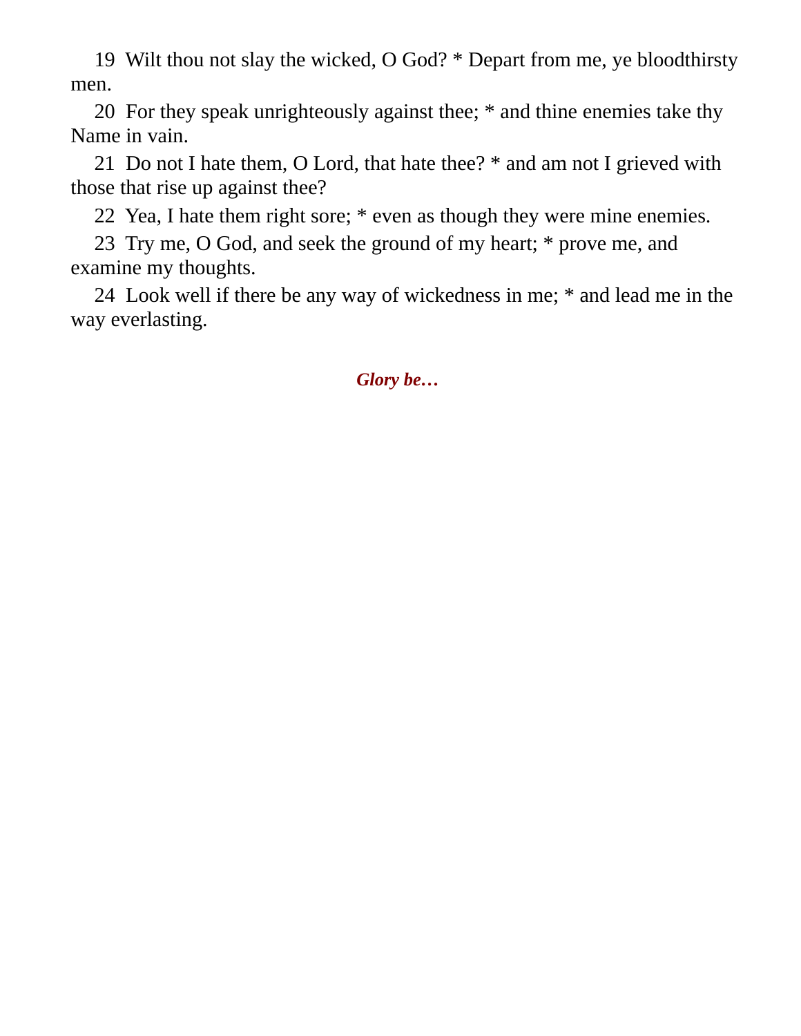19  Wilt thou not slay the wicked, O God? * Depart from me, ye bloodthirsty men.

20  For they speak unrighteously against thee; * and thine enemies take thy Name in vain.

21  Do not I hate them, O Lord, that hate thee? * and am not I grieved with those that rise up against thee?

22  Yea, I hate them right sore; * even as though they were mine enemies.

23  Try me, O God, and seek the ground of my heart; * prove me, and examine my thoughts.

24  Look well if there be any way of wickedness in me; * and lead me in the way everlasting.

***Glory be…***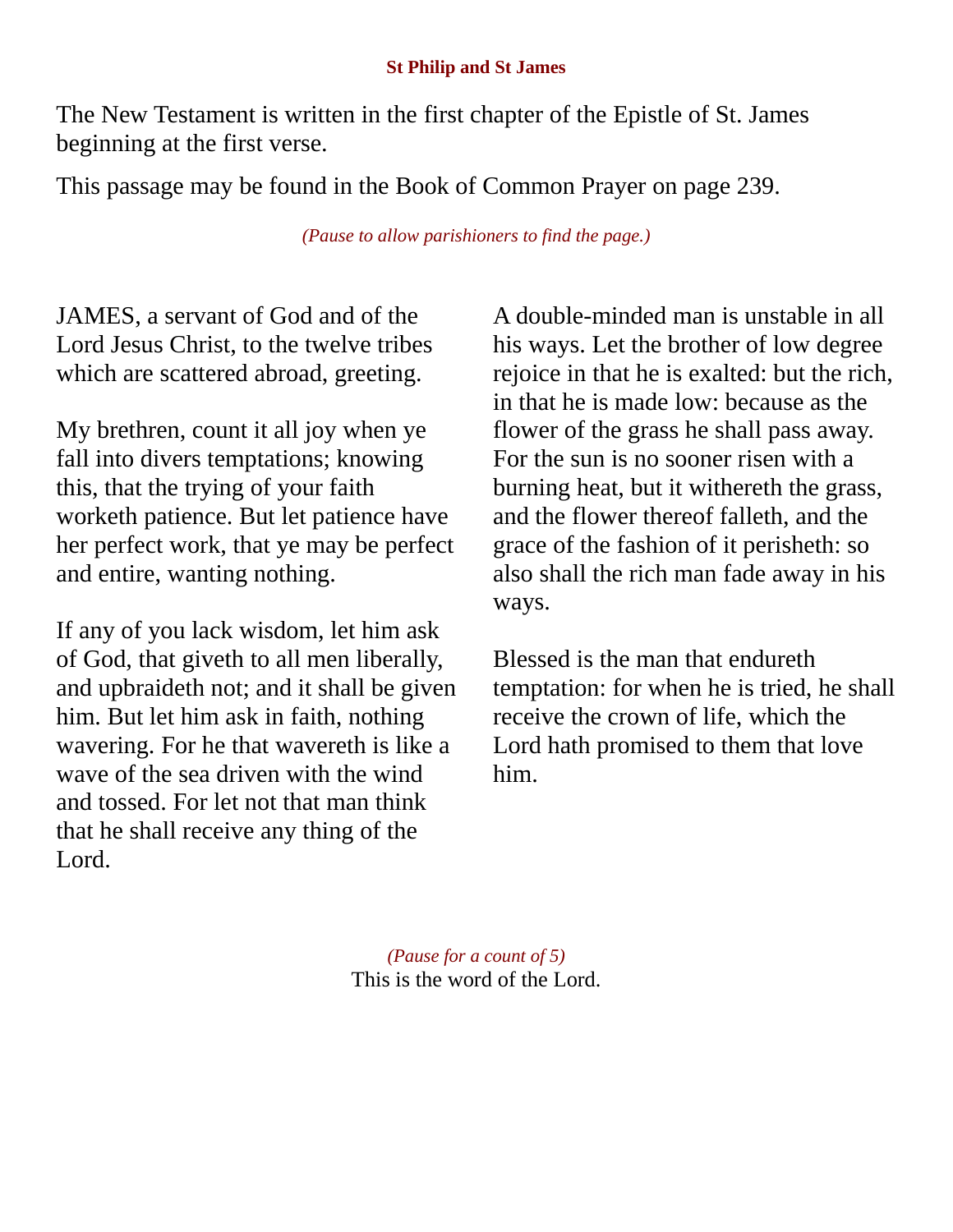### St Philip and St James

The New Testament is written in the first chapter of the Epistle of St. James beginning at the first verse.

This passage may be found in the Book of Common Prayer on page 239.

*(Pause to allow parishioners to find the page.)*

JAMES, a servant of God and of the Lord Jesus Christ, to the twelve tribes which are scattered abroad, greeting.

My brethren, count it all joy when ye fall into divers temptations; knowing this, that the trying of your faith worketh patience. But let patience have her perfect work, that ye may be perfect and entire, wanting nothing.

If any of you lack wisdom, let him ask of God, that giveth to all men liberally, and upbraideth not; and it shall be given him. But let him ask in faith, nothing wavering. For he that wavereth is like a wave of the sea driven with the wind and tossed. For let not that man think that he shall receive any thing of the Lord.

A double-minded man is unstable in all his ways. Let the brother of low degree rejoice in that he is exalted: but the rich, in that he is made low: because as the flower of the grass he shall pass away. For the sun is no sooner risen with a burning heat, but it withereth the grass, and the flower thereof falleth, and the grace of the fashion of it perisheth: so also shall the rich man fade away in his ways.

Blessed is the man that endureth temptation: for when he is tried, he shall receive the crown of life, which the Lord hath promised to them that love him.

*(Pause for a count of 5)*

This is the word of the Lord.